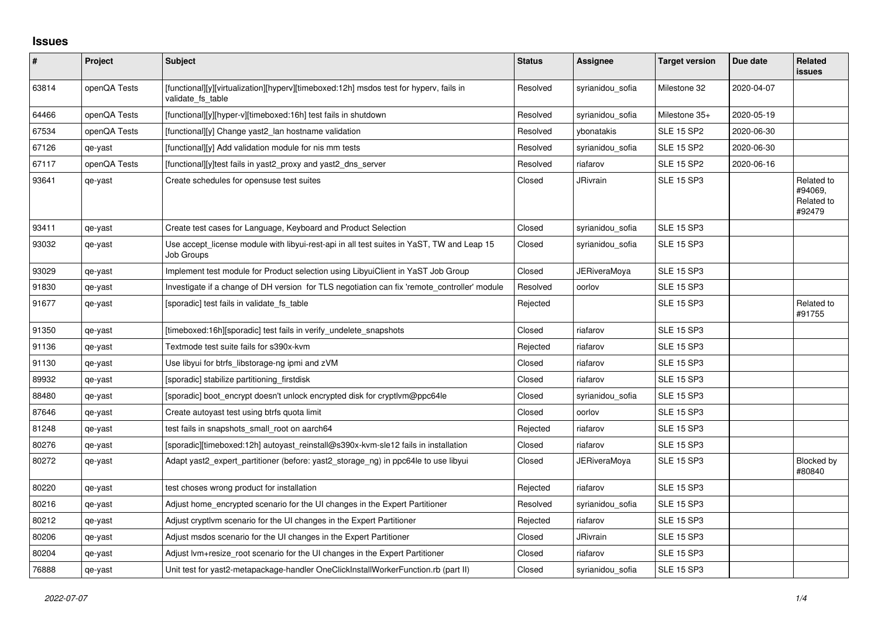# Issues

| # | Project | Subject | Status | Assignee | Target version | Due date | Related issues |
|---|---|---|---|---|---|---|---|
| 63814 | openQA Tests | [functional][y][virtualization][hyperv][timeboxed:12h] msdos test for hyperv, fails in validate_fs_table | Resolved | syrianidou_sofia | Milestone 32 | 2020-04-07 | |
| 64466 | openQA Tests | [functional][y][hyper-v][timeboxed:16h] test fails in shutdown | Resolved | syrianidou_sofia | Milestone 35+ | 2020-05-19 | |
| 67534 | openQA Tests | [functional][y] Change yast2_lan hostname validation | Resolved | ybonatakis | SLE 15 SP2 | 2020-06-30 | |
| 67126 | qe-yast | [functional][y] Add validation module for nis mm tests | Resolved | syrianidou_sofia | SLE 15 SP2 | 2020-06-30 | |
| 67117 | openQA Tests | [functional][y]test fails in yast2_proxy and yast2_dns_server | Resolved | riafarov | SLE 15 SP2 | 2020-06-16 | |
| 93641 | qe-yast | Create schedules for opensuse test suites | Closed | JRivrain | SLE 15 SP3 | | Related to #94069, Related to #92479 |
| 93411 | qe-yast | Create test cases for Language, Keyboard and Product Selection | Closed | syrianidou_sofia | SLE 15 SP3 | | |
| 93032 | qe-yast | Use accept_license module with libyui-rest-api in all test suites in YaST, TW and Leap 15 Job Groups | Closed | syrianidou_sofia | SLE 15 SP3 | | |
| 93029 | qe-yast | Implement test module for Product selection using LibyuiClient in YaST Job Group | Closed | JERiveraMoya | SLE 15 SP3 | | |
| 91830 | qe-yast | Investigate if a change of DH version for TLS negotiation can fix 'remote_controller' module | Resolved | oorlov | SLE 15 SP3 | | |
| 91677 | qe-yast | [sporadic] test fails in validate_fs_table | Rejected | | SLE 15 SP3 | | Related to #91755 |
| 91350 | qe-yast | [timeboxed:16h][sporadic] test fails in verify_undelete_snapshots | Closed | riafarov | SLE 15 SP3 | | |
| 91136 | qe-yast | Textmode test suite fails for s390x-kvm | Rejected | riafarov | SLE 15 SP3 | | |
| 91130 | qe-yast | Use libyui for btrfs_libstorage-ng ipmi and zVM | Closed | riafarov | SLE 15 SP3 | | |
| 89932 | qe-yast | [sporadic] stabilize partitioning_firstdisk | Closed | riafarov | SLE 15 SP3 | | |
| 88480 | qe-yast | [sporadic] boot_encrypt doesn't unlock encrypted disk for cryptlvm@ppc64le | Closed | syrianidou_sofia | SLE 15 SP3 | | |
| 87646 | qe-yast | Create autoyast test using btrfs quota limit | Closed | oorlov | SLE 15 SP3 | | |
| 81248 | qe-yast | test fails in snapshots_small_root on aarch64 | Rejected | riafarov | SLE 15 SP3 | | |
| 80276 | qe-yast | [sporadic][timeboxed:12h] autoyast_reinstall@s390x-kvm-sle12 fails in installation | Closed | riafarov | SLE 15 SP3 | | |
| 80272 | qe-yast | Adapt yast2_expert_partitioner (before: yast2_storage_ng) in ppc64le to use libyui | Closed | JERiveraMoya | SLE 15 SP3 | | Blocked by #80840 |
| 80220 | qe-yast | test choses wrong product for installation | Rejected | riafarov | SLE 15 SP3 | | |
| 80216 | qe-yast | Adjust home_encrypted scenario for the UI changes in the Expert Partitioner | Resolved | syrianidou_sofia | SLE 15 SP3 | | |
| 80212 | qe-yast | Adjust cryptlvm scenario for the UI changes in the Expert Partitioner | Rejected | riafarov | SLE 15 SP3 | | |
| 80206 | qe-yast | Adjust msdos scenario for the UI changes in the Expert Partitioner | Closed | JRivrain | SLE 15 SP3 | | |
| 80204 | qe-yast | Adjust lvm+resize_root scenario for the UI changes in the Expert Partitioner | Closed | riafarov | SLE 15 SP3 | | |
| 76888 | qe-yast | Unit test for yast2-metapackage-handler OneClickInstallWorkerFunction.rb (part II) | Closed | syrianidou_sofia | SLE 15 SP3 | | |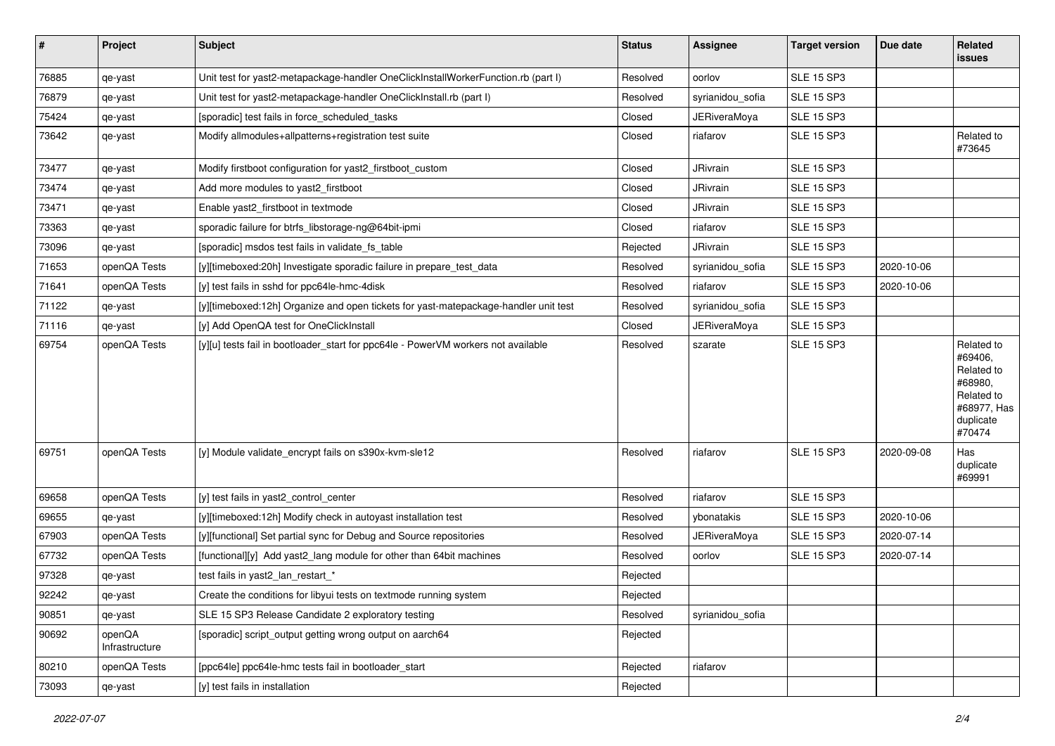| # | Project | Subject | Status | Assignee | Target version | Due date | Related issues |
|---|---|---|---|---|---|---|---|
| 76885 | qe-yast | Unit test for yast2-metapackage-handler OneClickInstallWorkerFunction.rb (part I) | Resolved | oorlov | SLE 15 SP3 | | |
| 76879 | qe-yast | Unit test for yast2-metapackage-handler OneClickInstall.rb (part I) | Resolved | syrianidou_sofia | SLE 15 SP3 | | |
| 75424 | qe-yast | [sporadic] test fails in force_scheduled_tasks | Closed | JERiveraMoya | SLE 15 SP3 | | |
| 73642 | qe-yast | Modify allmodules+allpatterns+registration test suite | Closed | riafarov | SLE 15 SP3 | | Related to #73645 |
| 73477 | qe-yast | Modify firstboot configuration for yast2_firstboot_custom | Closed | JRivrain | SLE 15 SP3 | | |
| 73474 | qe-yast | Add more modules to yast2_firstboot | Closed | JRivrain | SLE 15 SP3 | | |
| 73471 | qe-yast | Enable yast2_firstboot in textmode | Closed | JRivrain | SLE 15 SP3 | | |
| 73363 | qe-yast | sporadic failure for btrfs_libstorage-ng@64bit-ipmi | Closed | riafarov | SLE 15 SP3 | | |
| 73096 | qe-yast | [sporadic] msdos test fails in validate_fs_table | Rejected | JRivrain | SLE 15 SP3 | | |
| 71653 | openQA Tests | [y][timeboxed:20h] Investigate sporadic failure in prepare_test_data | Resolved | syrianidou_sofia | SLE 15 SP3 | 2020-10-06 | |
| 71641 | openQA Tests | [y] test fails in sshd for ppc64le-hmc-4disk | Resolved | riafarov | SLE 15 SP3 | 2020-10-06 | |
| 71122 | qe-yast | [y][timeboxed:12h] Organize and open tickets for yast-matepackage-handler unit test | Resolved | syrianidou_sofia | SLE 15 SP3 | | |
| 71116 | qe-yast | [y] Add OpenQA test for OneClickInstall | Closed | JERiveraMoya | SLE 15 SP3 | | |
| 69754 | openQA Tests | [y][u] tests fail in bootloader_start for ppc64le - PowerVM workers not available | Resolved | szarate | SLE 15 SP3 | | Related to #69406, Related to #68980, Related to #68977, Has duplicate #70474 |
| 69751 | openQA Tests | [y] Module validate_encrypt fails on s390x-kvm-sle12 | Resolved | riafarov | SLE 15 SP3 | 2020-09-08 | Has duplicate #69991 |
| 69658 | openQA Tests | [y] test fails in yast2_control_center | Resolved | riafarov | SLE 15 SP3 | | |
| 69655 | qe-yast | [y][timeboxed:12h] Modify check in autoyast installation test | Resolved | ybonatakis | SLE 15 SP3 | 2020-10-06 | |
| 67903 | openQA Tests | [y][functional] Set partial sync for Debug and Source repositories | Resolved | JERiveraMoya | SLE 15 SP3 | 2020-07-14 | |
| 67732 | openQA Tests | [functional][y] Add yast2_lang module for other than 64bit machines | Resolved | oorlov | SLE 15 SP3 | 2020-07-14 | |
| 97328 | qe-yast | test fails in yast2_lan_restart_* | Rejected | | | | |
| 92242 | qe-yast | Create the conditions for libyui tests on textmode running system | Rejected | | | | |
| 90851 | qe-yast | SLE 15 SP3 Release Candidate 2 exploratory testing | Resolved | syrianidou_sofia | | | |
| 90692 | openQA Infrastructure | [sporadic] script_output getting wrong output on aarch64 | Rejected | | | | |
| 80210 | openQA Tests | [ppc64le] ppc64le-hmc tests fail in bootloader_start | Rejected | riafarov | | | |
| 73093 | qe-yast | [y] test fails in installation | Rejected | | | | |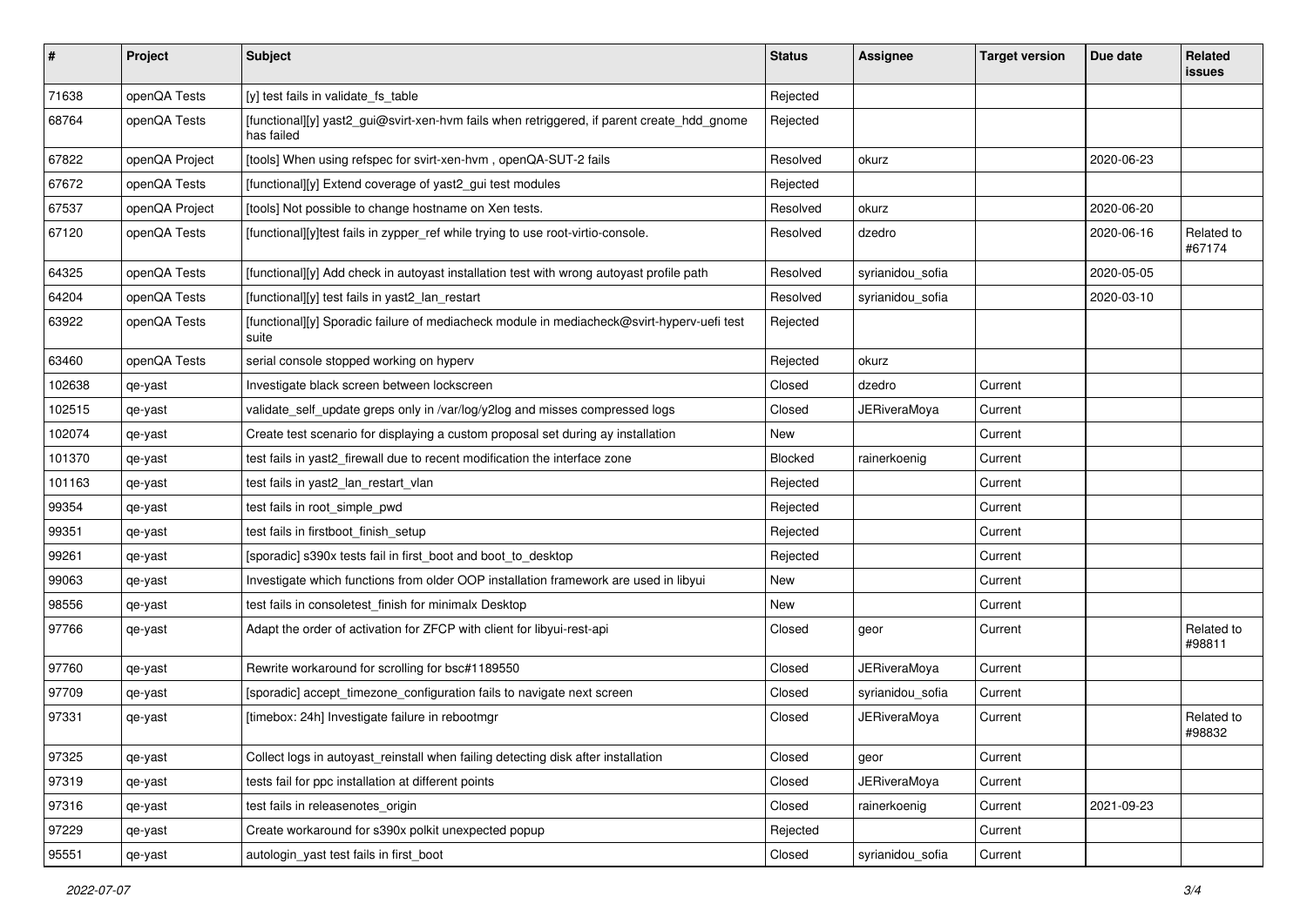| # | Project | Subject | Status | Assignee | Target version | Due date | Related issues |
|---|---|---|---|---|---|---|---|
| 71638 | openQA Tests | [y] test fails in validate_fs_table | Rejected | | | | |
| 68764 | openQA Tests | [functional][y] yast2_gui@svirt-xen-hvm fails when retriggered, if parent create_hdd_gnome has failed | Rejected | | | | |
| 67822 | openQA Project | [tools] When using refspec for svirt-xen-hvm , openQA-SUT-2 fails | Resolved | okurz | | 2020-06-23 | |
| 67672 | openQA Tests | [functional][y] Extend coverage of yast2_gui test modules | Rejected | | | | |
| 67537 | openQA Project | [tools] Not possible to change hostname on Xen tests. | Resolved | okurz | | 2020-06-20 | |
| 67120 | openQA Tests | [functional][y]test fails in zypper_ref while trying to use root-virtio-console. | Resolved | dzedro | | 2020-06-16 | Related to #67174 |
| 64325 | openQA Tests | [functional][y] Add check in autoyast installation test with wrong autoyast profile path | Resolved | syrianidou_sofia | | 2020-05-05 | |
| 64204 | openQA Tests | [functional][y] test fails in yast2_lan_restart | Resolved | syrianidou_sofia | | 2020-03-10 | |
| 63922 | openQA Tests | [functional][y] Sporadic failure of mediacheck module in mediacheck@svirt-hyperv-uefi test suite | Rejected | | | | |
| 63460 | openQA Tests | serial console stopped working on hyperv | Rejected | okurz | | | |
| 102638 | qe-yast | Investigate black screen between lockscreen | Closed | dzedro | Current | | |
| 102515 | qe-yast | validate_self_update greps only in /var/log/y2log and misses compressed logs | Closed | JERiveraMoya | Current | | |
| 102074 | qe-yast | Create test scenario for displaying a custom proposal set during ay installation | New | | Current | | |
| 101370 | qe-yast | test fails in yast2_firewall due to recent modification the interface zone | Blocked | rainerkoenig | Current | | |
| 101163 | qe-yast | test fails in yast2_lan_restart_vlan | Rejected | | Current | | |
| 99354 | qe-yast | test fails in root_simple_pwd | Rejected | | Current | | |
| 99351 | qe-yast | test fails in firstboot_finish_setup | Rejected | | Current | | |
| 99261 | qe-yast | [sporadic] s390x tests fail in first_boot and boot_to_desktop | Rejected | | Current | | |
| 99063 | qe-yast | Investigate which functions from older OOP installation framework are used in libyui | New | | Current | | |
| 98556 | qe-yast | test fails in consoletest_finish for minimalx Desktop | New | | Current | | |
| 97766 | qe-yast | Adapt the order of activation for ZFCP with client for libyui-rest-api | Closed | geor | Current | | Related to #98811 |
| 97760 | qe-yast | Rewrite workaround for scrolling for bsc#1189550 | Closed | JERiveraMoya | Current | | |
| 97709 | qe-yast | [sporadic] accept_timezone_configuration fails to navigate next screen | Closed | syrianidou_sofia | Current | | |
| 97331 | qe-yast | [timebox: 24h] Investigate failure in rebootmgr | Closed | JERiveraMoya | Current | | Related to #98832 |
| 97325 | qe-yast | Collect logs in autoyast_reinstall when failing detecting disk after installation | Closed | geor | Current | | |
| 97319 | qe-yast | tests fail for ppc installation at different points | Closed | JERiveraMoya | Current | | |
| 97316 | qe-yast | test fails in releasenotes_origin | Closed | rainerkoenig | Current | 2021-09-23 | |
| 97229 | qe-yast | Create workaround for s390x polkit unexpected popup | Rejected | | Current | | |
| 95551 | qe-yast | autologin_yast test fails in first_boot | Closed | syrianidou_sofia | Current | | |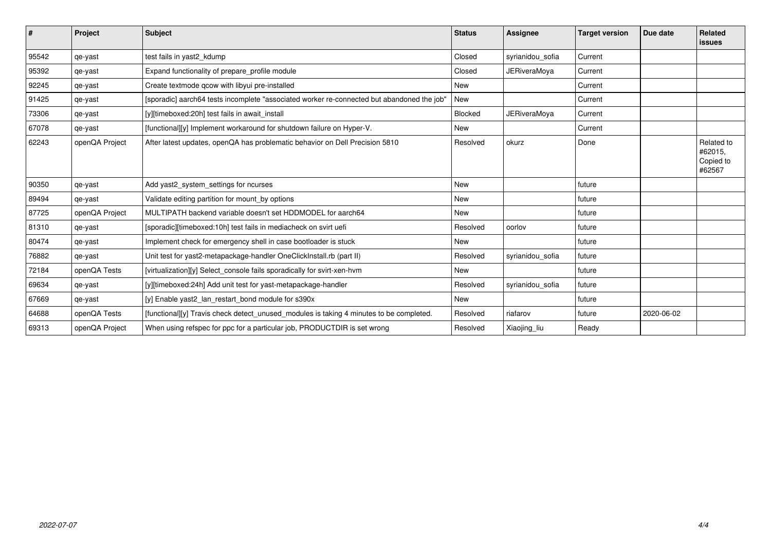| # | Project | Subject | Status | Assignee | Target version | Due date | Related issues |
|---|---|---|---|---|---|---|---|
| 95542 | qe-yast | test fails in yast2_kdump | Closed | syrianidou_sofia | Current | | |
| 95392 | qe-yast | Expand functionality of prepare_profile module | Closed | JERiveraMoya | Current | | |
| 92245 | qe-yast | Create textmode qcow with libyui pre-installed | New | | Current | | |
| 91425 | qe-yast | [sporadic] aarch64 tests incomplete "associated worker re-connected but abandoned the job" | New | | Current | | |
| 73306 | qe-yast | [y][timeboxed:20h] test fails in await_install | Blocked | JERiveraMoya | Current | | |
| 67078 | qe-yast | [functional][y] Implement workaround for shutdown failure on Hyper-V. | New | | Current | | |
| 62243 | openQA Project | After latest updates, openQA has problematic behavior on Dell Precision 5810 | Resolved | okurz | Done | | Related to #62015, Copied to #62567 |
| 90350 | qe-yast | Add yast2_system_settings for ncurses | New | | future | | |
| 89494 | qe-yast | Validate editing partition for mount_by options | New | | future | | |
| 87725 | openQA Project | MULTIPATH backend variable doesn't set HDDMODEL for aarch64 | New | | future | | |
| 81310 | qe-yast | [sporadic][timeboxed:10h] test fails in mediacheck on svirt uefi | Resolved | oorlov | future | | |
| 80474 | qe-yast | Implement check for emergency shell in case bootloader is stuck | New | | future | | |
| 76882 | qe-yast | Unit test for yast2-metapackage-handler OneClickInstall.rb (part II) | Resolved | syrianidou_sofia | future | | |
| 72184 | openQA Tests | [virtualization][y] Select_console fails sporadically for svirt-xen-hvm | New | | future | | |
| 69634 | qe-yast | [y][timeboxed:24h] Add unit test for yast-metapackage-handler | Resolved | syrianidou_sofia | future | | |
| 67669 | qe-yast | [y] Enable yast2_lan_restart_bond module for s390x | New | | future | | |
| 64688 | openQA Tests | [functional][y] Travis check detect_unused_modules is taking 4 minutes to be completed. | Resolved | riafarov | future | 2020-06-02 | |
| 69313 | openQA Project | When using refspec for ppc for a particular job, PRODUCTDIR is set wrong | Resolved | Xiaojing_liu | Ready | | |